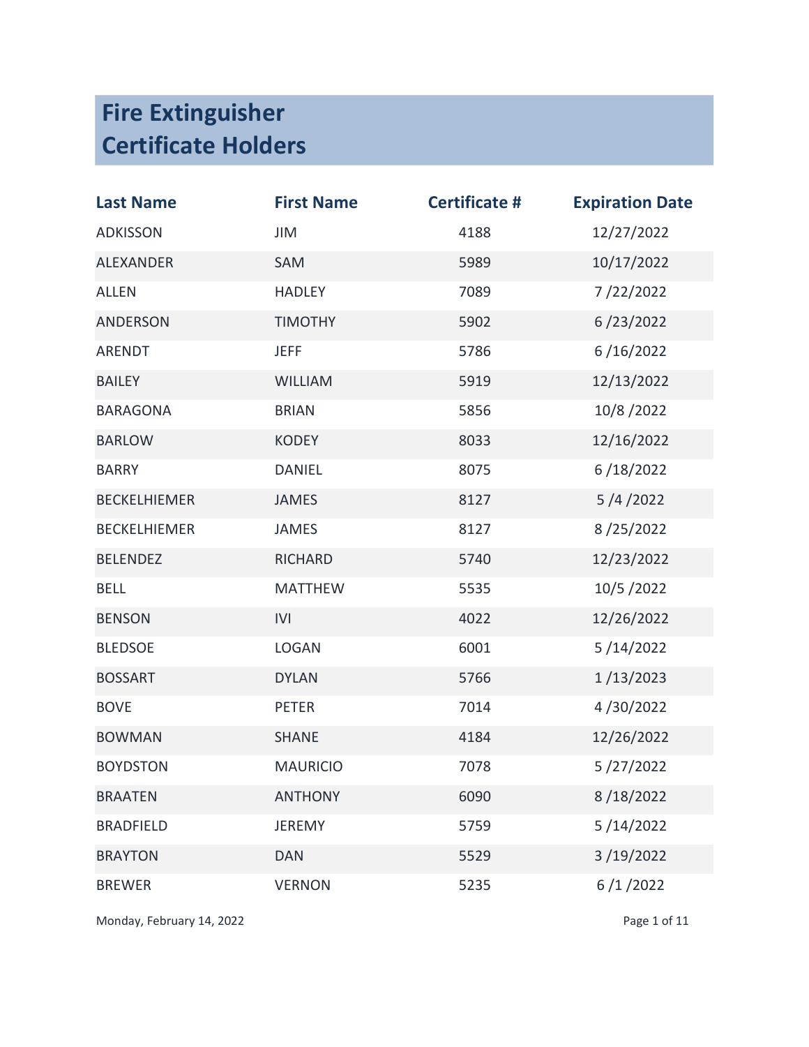# Fire Extinguisher Certificate Holders

| Last Name | First Name | Certificate # | Expiration Date |
|---|---|---|---|
| ADKISSON | JIM | 4188 | 12/27/2022 |
| ALEXANDER | SAM | 5989 | 10/17/2022 |
| ALLEN | HADLEY | 7089 | 7 /22/2022 |
| ANDERSON | TIMOTHY | 5902 | 6 /23/2022 |
| ARENDT | JEFF | 5786 | 6 /16/2022 |
| BAILEY | WILLIAM | 5919 | 12/13/2022 |
| BARAGONA | BRIAN | 5856 | 10/8 /2022 |
| BARLOW | KODEY | 8033 | 12/16/2022 |
| BARRY | DANIEL | 8075 | 6 /18/2022 |
| BECKELHIEMER | JAMES | 8127 | 5 /4 /2022 |
| BECKELHIEMER | JAMES | 8127 | 8 /25/2022 |
| BELENDEZ | RICHARD | 5740 | 12/23/2022 |
| BELL | MATTHEW | 5535 | 10/5 /2022 |
| BENSON | IVI | 4022 | 12/26/2022 |
| BLEDSOE | LOGAN | 6001 | 5 /14/2022 |
| BOSSART | DYLAN | 5766 | 1 /13/2023 |
| BOVE | PETER | 7014 | 4 /30/2022 |
| BOWMAN | SHANE | 4184 | 12/26/2022 |
| BOYDSTON | MAURICIO | 7078 | 5 /27/2022 |
| BRAATEN | ANTHONY | 6090 | 8 /18/2022 |
| BRADFIELD | JEREMY | 5759 | 5 /14/2022 |
| BRAYTON | DAN | 5529 | 3 /19/2022 |
| BREWER | VERNON | 5235 | 6 /1 /2022 |

Monday, February 14, 2022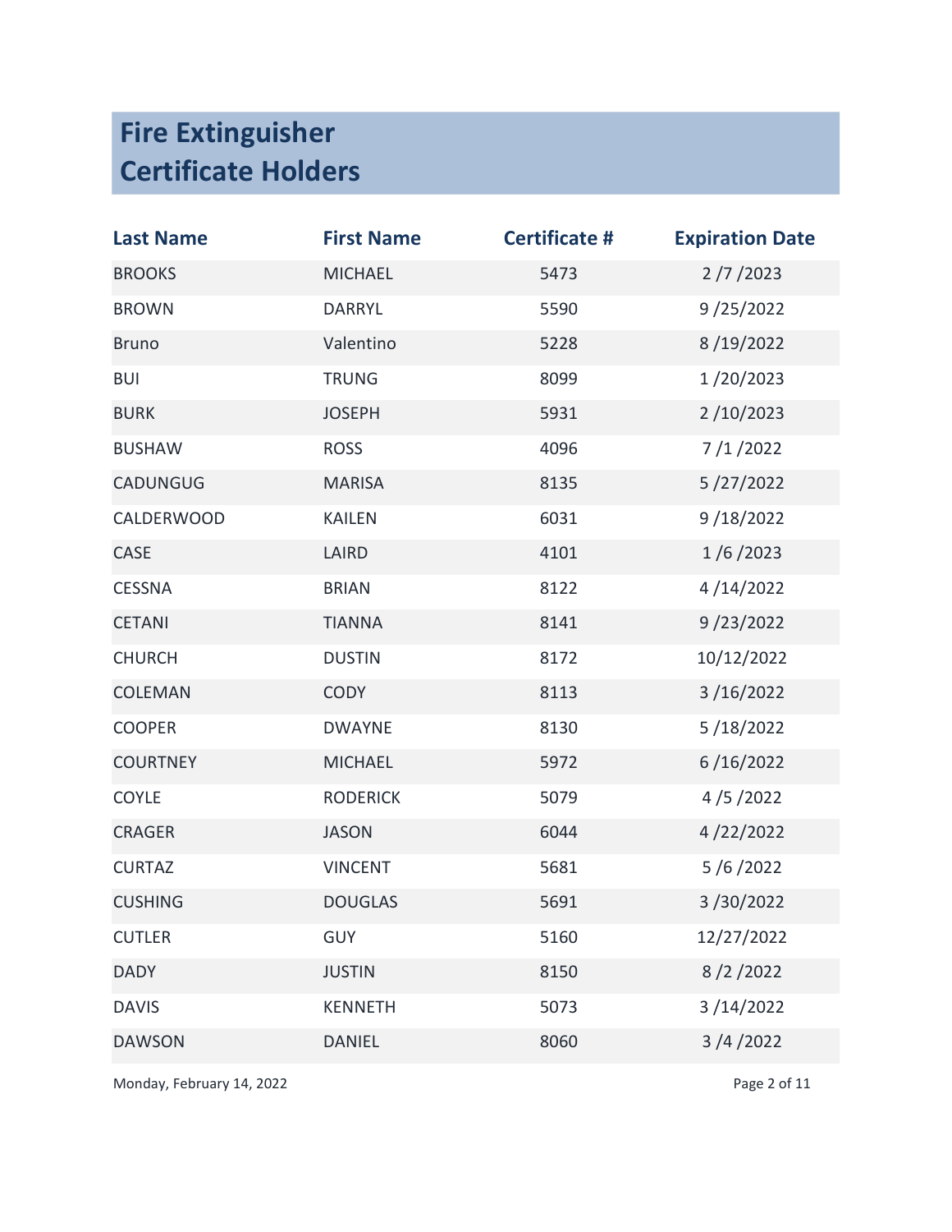# Fire Extinguisher Certificate Holders

| Last Name | First Name | Certificate # | Expiration Date |
|---|---|---|---|
| BROOKS | MICHAEL | 5473 | 2 /7 /2023 |
| BROWN | DARRYL | 5590 | 9 /25/2022 |
| Bruno | Valentino | 5228 | 8 /19/2022 |
| BUI | TRUNG | 8099 | 1 /20/2023 |
| BURK | JOSEPH | 5931 | 2 /10/2023 |
| BUSHAW | ROSS | 4096 | 7 /1 /2022 |
| CADUNGUG | MARISA | 8135 | 5 /27/2022 |
| CALDERWOOD | KAILEN | 6031 | 9 /18/2022 |
| CASE | LAIRD | 4101 | 1 /6 /2023 |
| CESSNA | BRIAN | 8122 | 4 /14/2022 |
| CETANI | TIANNA | 8141 | 9 /23/2022 |
| CHURCH | DUSTIN | 8172 | 10/12/2022 |
| COLEMAN | CODY | 8113 | 3 /16/2022 |
| COOPER | DWAYNE | 8130 | 5 /18/2022 |
| COURTNEY | MICHAEL | 5972 | 6 /16/2022 |
| COYLE | RODERICK | 5079 | 4 /5 /2022 |
| CRAGER | JASON | 6044 | 4 /22/2022 |
| CURTAZ | VINCENT | 5681 | 5 /6 /2022 |
| CUSHING | DOUGLAS | 5691 | 3 /30/2022 |
| CUTLER | GUY | 5160 | 12/27/2022 |
| DADY | JUSTIN | 8150 | 8 /2 /2022 |
| DAVIS | KENNETH | 5073 | 3 /14/2022 |
| DAWSON | DANIEL | 8060 | 3 /4 /2022 |

Monday, February 14, 2022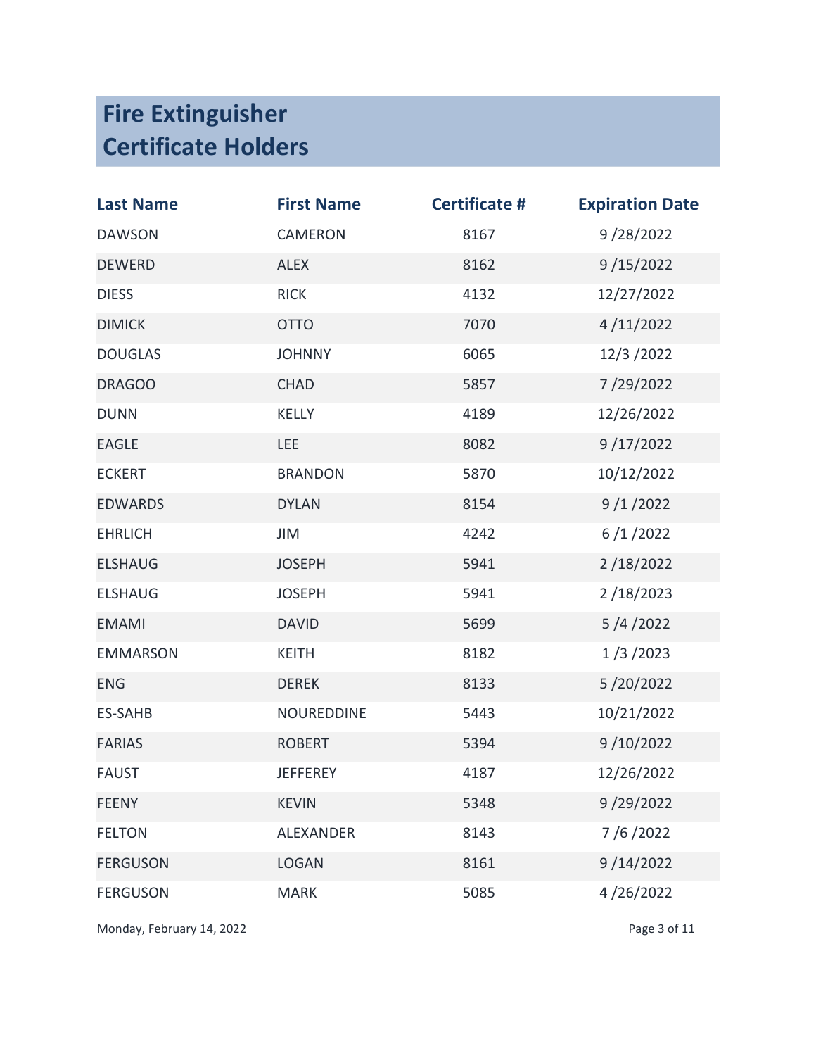# Fire Extinguisher Certificate Holders

| Last Name | First Name | Certificate # | Expiration Date |
|---|---|---|---|
| DAWSON | CAMERON | 8167 | 9 /28/2022 |
| DEWERD | ALEX | 8162 | 9 /15/2022 |
| DIESS | RICK | 4132 | 12/27/2022 |
| DIMICK | OTTO | 7070 | 4 /11/2022 |
| DOUGLAS | JOHNNY | 6065 | 12/3 /2022 |
| DRAGOO | CHAD | 5857 | 7 /29/2022 |
| DUNN | KELLY | 4189 | 12/26/2022 |
| EAGLE | LEE | 8082 | 9 /17/2022 |
| ECKERT | BRANDON | 5870 | 10/12/2022 |
| EDWARDS | DYLAN | 8154 | 9 /1 /2022 |
| EHRLICH | JIM | 4242 | 6 /1 /2022 |
| ELSHAUG | JOSEPH | 5941 | 2 /18/2022 |
| ELSHAUG | JOSEPH | 5941 | 2 /18/2023 |
| EMAMI | DAVID | 5699 | 5 /4 /2022 |
| EMMARSON | KEITH | 8182 | 1 /3 /2023 |
| ENG | DEREK | 8133 | 5 /20/2022 |
| ES-SAHB | NOUREDDINE | 5443 | 10/21/2022 |
| FARIAS | ROBERT | 5394 | 9 /10/2022 |
| FAUST | JEFFEREY | 4187 | 12/26/2022 |
| FEENY | KEVIN | 5348 | 9 /29/2022 |
| FELTON | ALEXANDER | 8143 | 7 /6 /2022 |
| FERGUSON | LOGAN | 8161 | 9 /14/2022 |
| FERGUSON | MARK | 5085 | 4 /26/2022 |

Monday, February 14, 2022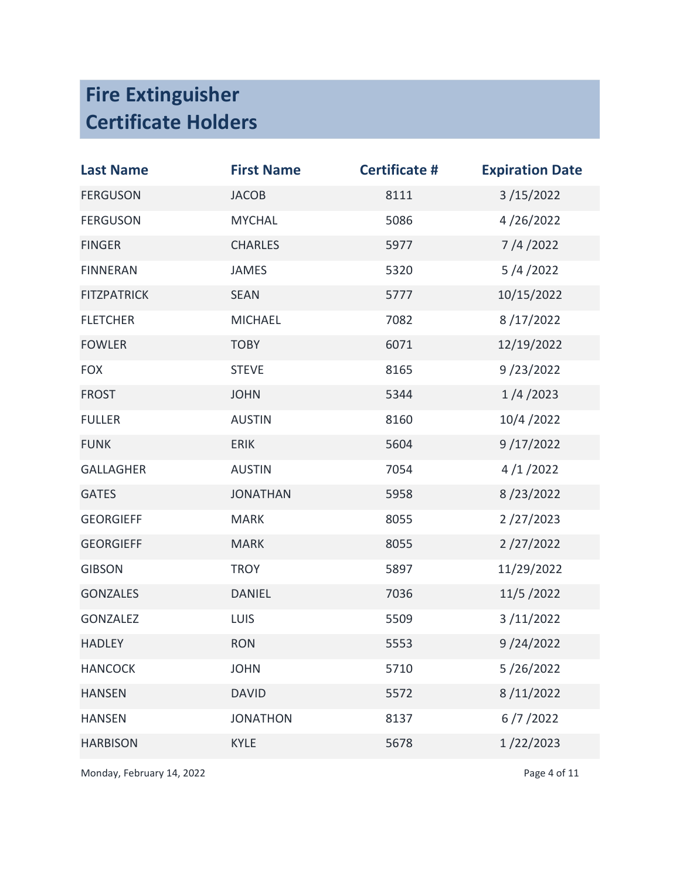# Fire Extinguisher Certificate Holders

| Last Name | First Name | Certificate # | Expiration Date |
|---|---|---|---|
| FERGUSON | JACOB | 8111 | 3 /15/2022 |
| FERGUSON | MYCHAL | 5086 | 4 /26/2022 |
| FINGER | CHARLES | 5977 | 7 /4 /2022 |
| FINNERAN | JAMES | 5320 | 5 /4 /2022 |
| FITZPATRICK | SEAN | 5777 | 10/15/2022 |
| FLETCHER | MICHAEL | 7082 | 8 /17/2022 |
| FOWLER | TOBY | 6071 | 12/19/2022 |
| FOX | STEVE | 8165 | 9 /23/2022 |
| FROST | JOHN | 5344 | 1 /4 /2023 |
| FULLER | AUSTIN | 8160 | 10/4 /2022 |
| FUNK | ERIK | 5604 | 9 /17/2022 |
| GALLAGHER | AUSTIN | 7054 | 4 /1 /2022 |
| GATES | JONATHAN | 5958 | 8 /23/2022 |
| GEORGIEFF | MARK | 8055 | 2 /27/2023 |
| GEORGIEFF | MARK | 8055 | 2 /27/2022 |
| GIBSON | TROY | 5897 | 11/29/2022 |
| GONZALES | DANIEL | 7036 | 11/5 /2022 |
| GONZALEZ | LUIS | 5509 | 3 /11/2022 |
| HADLEY | RON | 5553 | 9 /24/2022 |
| HANCOCK | JOHN | 5710 | 5 /26/2022 |
| HANSEN | DAVID | 5572 | 8 /11/2022 |
| HANSEN | JONATHON | 8137 | 6 /7 /2022 |
| HARBISON | KYLE | 5678 | 1 /22/2023 |

Monday, February 14, 2022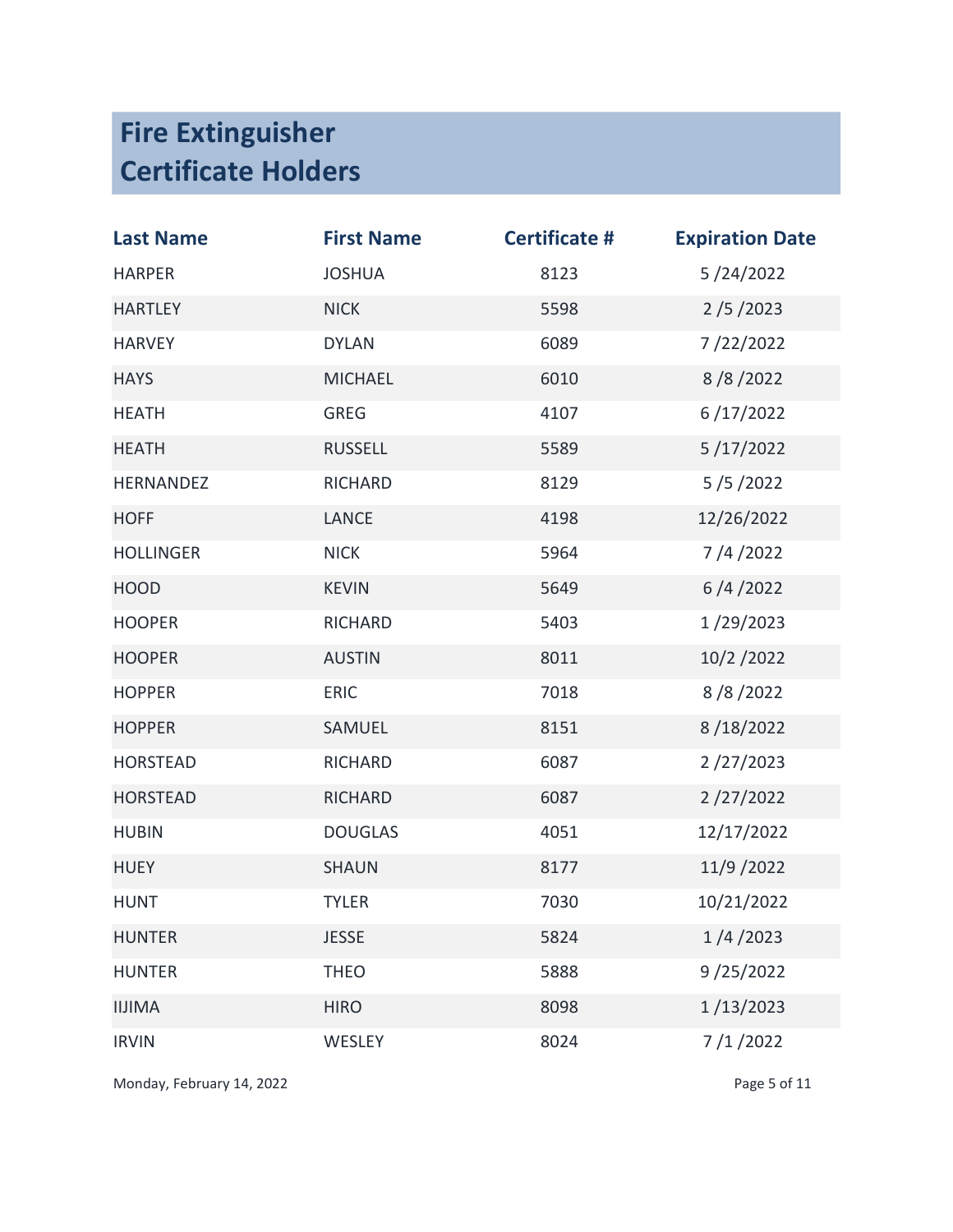# Fire Extinguisher Certificate Holders

| Last Name | First Name | Certificate # | Expiration Date |
|---|---|---|---|
| HARPER | JOSHUA | 8123 | 5 /24/2022 |
| HARTLEY | NICK | 5598 | 2 /5 /2023 |
| HARVEY | DYLAN | 6089 | 7 /22/2022 |
| HAYS | MICHAEL | 6010 | 8 /8 /2022 |
| HEATH | GREG | 4107 | 6 /17/2022 |
| HEATH | RUSSELL | 5589 | 5 /17/2022 |
| HERNANDEZ | RICHARD | 8129 | 5 /5 /2022 |
| HOFF | LANCE | 4198 | 12/26/2022 |
| HOLLINGER | NICK | 5964 | 7 /4 /2022 |
| HOOD | KEVIN | 5649 | 6 /4 /2022 |
| HOOPER | RICHARD | 5403 | 1 /29/2023 |
| HOOPER | AUSTIN | 8011 | 10/2 /2022 |
| HOPPER | ERIC | 7018 | 8 /8 /2022 |
| HOPPER | SAMUEL | 8151 | 8 /18/2022 |
| HORSTEAD | RICHARD | 6087 | 2 /27/2023 |
| HORSTEAD | RICHARD | 6087 | 2 /27/2022 |
| HUBIN | DOUGLAS | 4051 | 12/17/2022 |
| HUEY | SHAUN | 8177 | 11/9 /2022 |
| HUNT | TYLER | 7030 | 10/21/2022 |
| HUNTER | JESSE | 5824 | 1 /4 /2023 |
| HUNTER | THEO | 5888 | 9 /25/2022 |
| IIJIMA | HIRO | 8098 | 1 /13/2023 |
| IRVIN | WESLEY | 8024 | 7 /1 /2022 |

Monday, February 14, 2022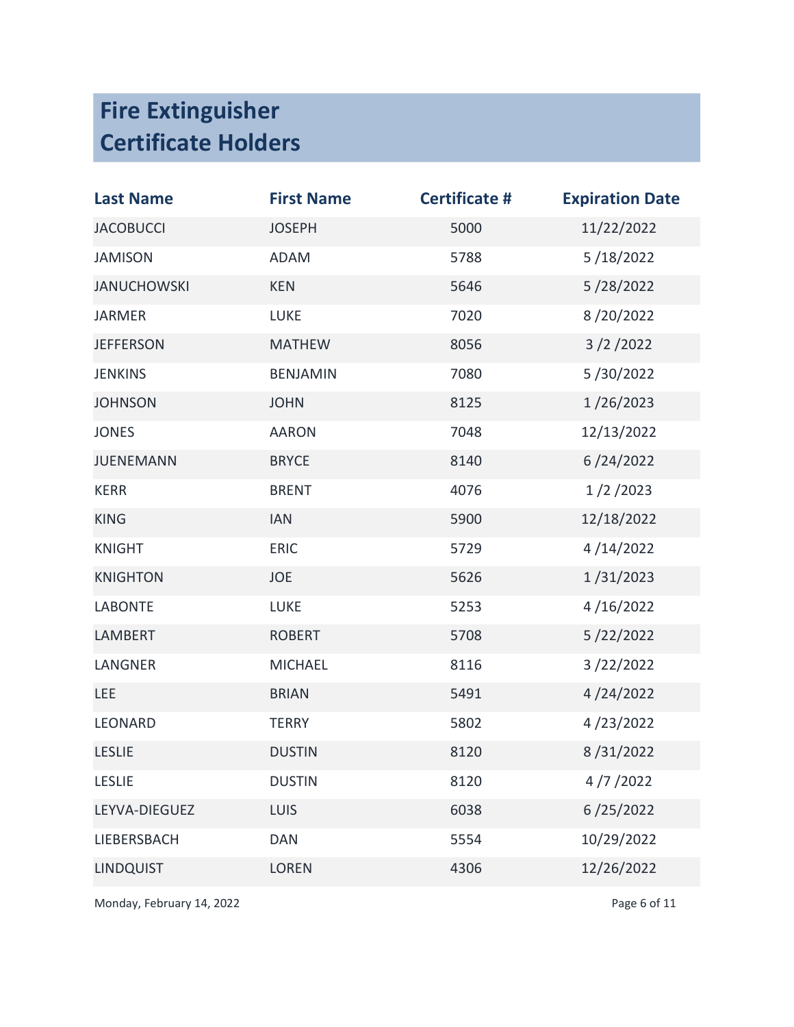# Fire Extinguisher Certificate Holders

| Last Name | First Name | Certificate # | Expiration Date |
| --- | --- | --- | --- |
| JACOBUCCI | JOSEPH | 5000 | 11/22/2022 |
| JAMISON | ADAM | 5788 | 5 /18/2022 |
| JANUCHOWSKI | KEN | 5646 | 5 /28/2022 |
| JARMER | LUKE | 7020 | 8 /20/2022 |
| JEFFERSON | MATHEW | 8056 | 3 /2 /2022 |
| JENKINS | BENJAMIN | 7080 | 5 /30/2022 |
| JOHNSON | JOHN | 8125 | 1 /26/2023 |
| JONES | AARON | 7048 | 12/13/2022 |
| JUENEMANN | BRYCE | 8140 | 6 /24/2022 |
| KERR | BRENT | 4076 | 1 /2 /2023 |
| KING | IAN | 5900 | 12/18/2022 |
| KNIGHT | ERIC | 5729 | 4 /14/2022 |
| KNIGHTON | JOE | 5626 | 1 /31/2023 |
| LABONTE | LUKE | 5253 | 4 /16/2022 |
| LAMBERT | ROBERT | 5708 | 5 /22/2022 |
| LANGNER | MICHAEL | 8116 | 3 /22/2022 |
| LEE | BRIAN | 5491 | 4 /24/2022 |
| LEONARD | TERRY | 5802 | 4 /23/2022 |
| LESLIE | DUSTIN | 8120 | 8 /31/2022 |
| LESLIE | DUSTIN | 8120 | 4 /7 /2022 |
| LEYVA-DIEGUEZ | LUIS | 6038 | 6 /25/2022 |
| LIEBERSBACH | DAN | 5554 | 10/29/2022 |
| LINDQUIST | LOREN | 4306 | 12/26/2022 |

Monday, February 14, 2022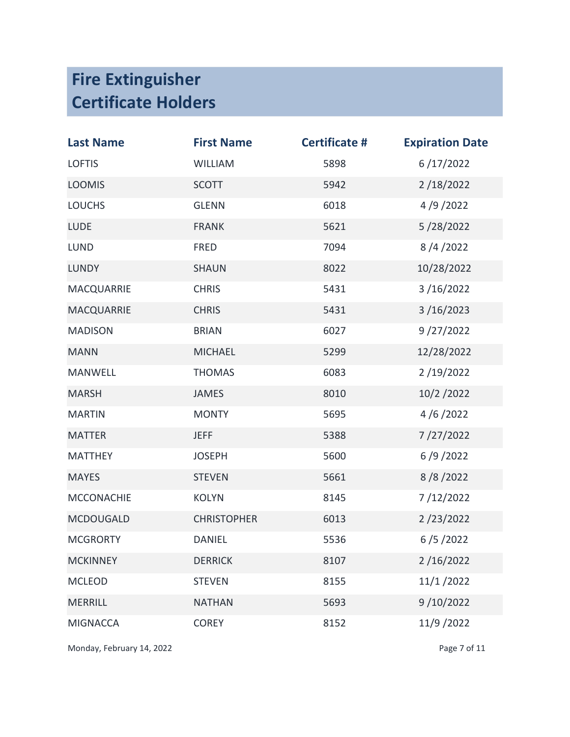# Fire Extinguisher Certificate Holders

| Last Name | First Name | Certificate # | Expiration Date |
|---|---|---|---|
| LOFTIS | WILLIAM | 5898 | 6 /17/2022 |
| LOOMIS | SCOTT | 5942 | 2 /18/2022 |
| LOUCHS | GLENN | 6018 | 4 /9 /2022 |
| LUDE | FRANK | 5621 | 5 /28/2022 |
| LUND | FRED | 7094 | 8 /4 /2022 |
| LUNDY | SHAUN | 8022 | 10/28/2022 |
| MACQUARRIE | CHRIS | 5431 | 3 /16/2022 |
| MACQUARRIE | CHRIS | 5431 | 3 /16/2023 |
| MADISON | BRIAN | 6027 | 9 /27/2022 |
| MANN | MICHAEL | 5299 | 12/28/2022 |
| MANWELL | THOMAS | 6083 | 2 /19/2022 |
| MARSH | JAMES | 8010 | 10/2 /2022 |
| MARTIN | MONTY | 5695 | 4 /6 /2022 |
| MATTER | JEFF | 5388 | 7 /27/2022 |
| MATTHEY | JOSEPH | 5600 | 6 /9 /2022 |
| MAYES | STEVEN | 5661 | 8 /8 /2022 |
| MCCONACHIE | KOLYN | 8145 | 7 /12/2022 |
| MCDOUGALD | CHRISTOPHER | 6013 | 2 /23/2022 |
| MCGRORTY | DANIEL | 5536 | 6 /5 /2022 |
| MCKINNEY | DERRICK | 8107 | 2 /16/2022 |
| MCLEOD | STEVEN | 8155 | 11/1 /2022 |
| MERRILL | NATHAN | 5693 | 9 /10/2022 |
| MIGNACCA | COREY | 8152 | 11/9 /2022 |

Monday, February 14, 2022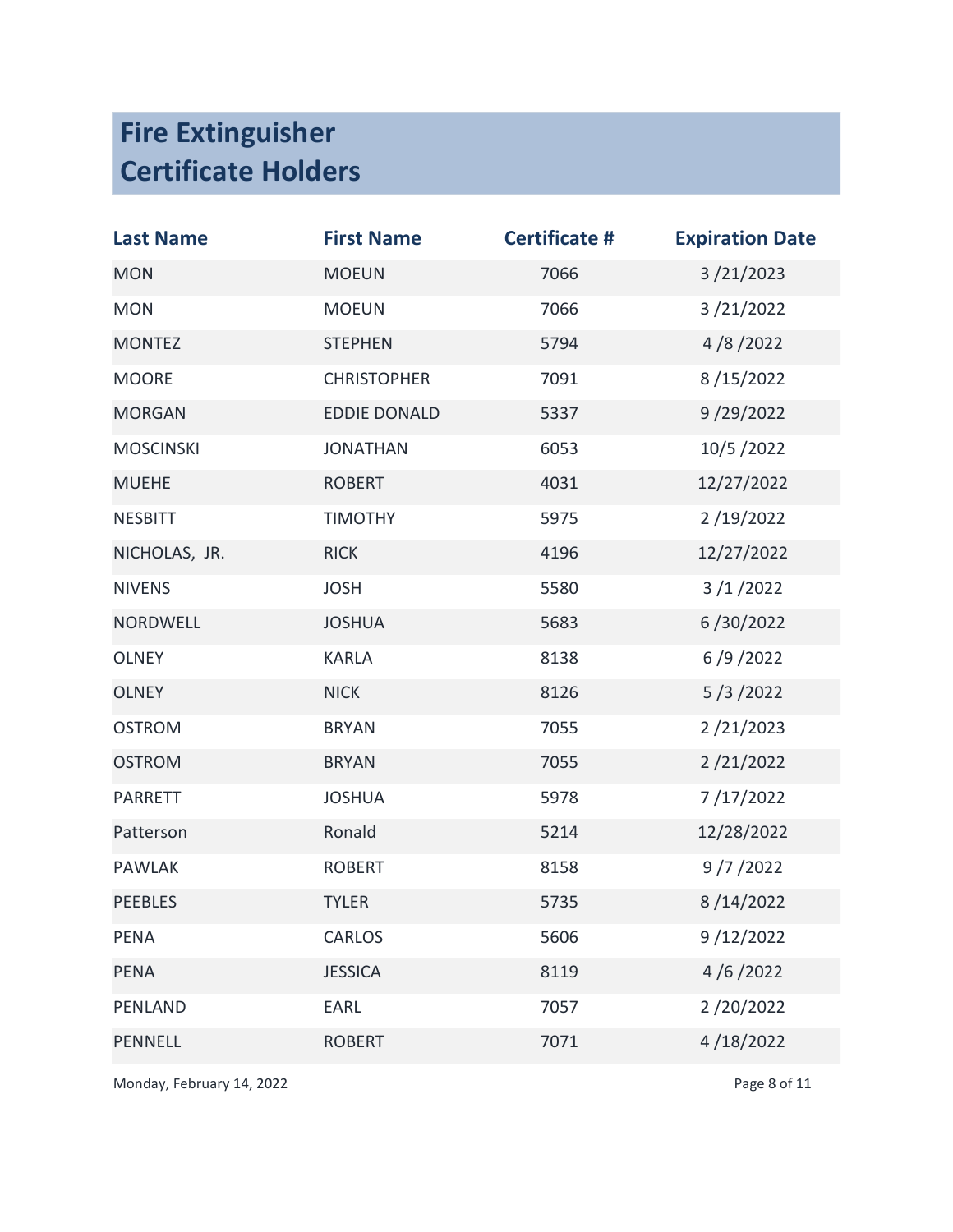# Fire Extinguisher Certificate Holders

| Last Name | First Name | Certificate # | Expiration Date |
|---|---|---|---|
| MON | MOEUN | 7066 | 3 /21/2023 |
| MON | MOEUN | 7066 | 3 /21/2022 |
| MONTEZ | STEPHEN | 5794 | 4 /8 /2022 |
| MOORE | CHRISTOPHER | 7091 | 8 /15/2022 |
| MORGAN | EDDIE DONALD | 5337 | 9 /29/2022 |
| MOSCINSKI | JONATHAN | 6053 | 10/5 /2022 |
| MUEHE | ROBERT | 4031 | 12/27/2022 |
| NESBITT | TIMOTHY | 5975 | 2 /19/2022 |
| NICHOLAS, JR. | RICK | 4196 | 12/27/2022 |
| NIVENS | JOSH | 5580 | 3 /1 /2022 |
| NORDWELL | JOSHUA | 5683 | 6 /30/2022 |
| OLNEY | KARLA | 8138 | 6 /9 /2022 |
| OLNEY | NICK | 8126 | 5 /3 /2022 |
| OSTROM | BRYAN | 7055 | 2 /21/2023 |
| OSTROM | BRYAN | 7055 | 2 /21/2022 |
| PARRETT | JOSHUA | 5978 | 7 /17/2022 |
| Patterson | Ronald | 5214 | 12/28/2022 |
| PAWLAK | ROBERT | 8158 | 9 /7 /2022 |
| PEEBLES | TYLER | 5735 | 8 /14/2022 |
| PENA | CARLOS | 5606 | 9 /12/2022 |
| PENA | JESSICA | 8119 | 4 /6 /2022 |
| PENLAND | EARL | 7057 | 2 /20/2022 |
| PENNELL | ROBERT | 7071 | 4 /18/2022 |

Monday, February 14, 2022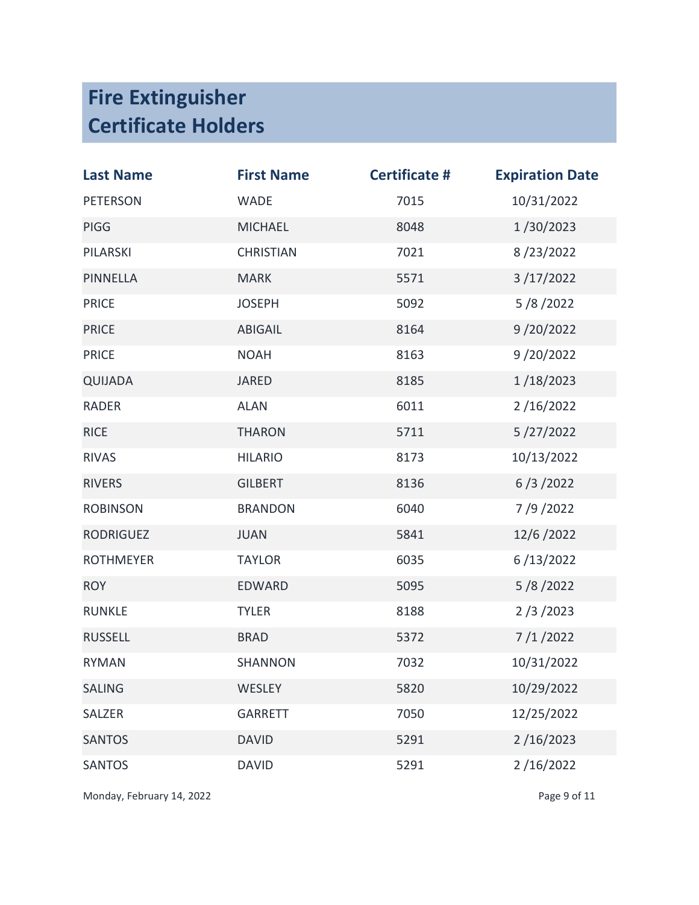# Fire Extinguisher Certificate Holders

| Last Name | First Name | Certificate # | Expiration Date |
|---|---|---|---|
| PETERSON | WADE | 7015 | 10/31/2022 |
| PIGG | MICHAEL | 8048 | 1 /30/2023 |
| PILARSKI | CHRISTIAN | 7021 | 8 /23/2022 |
| PINNELLA | MARK | 5571 | 3 /17/2022 |
| PRICE | JOSEPH | 5092 | 5 /8 /2022 |
| PRICE | ABIGAIL | 8164 | 9 /20/2022 |
| PRICE | NOAH | 8163 | 9 /20/2022 |
| QUIJADA | JARED | 8185 | 1 /18/2023 |
| RADER | ALAN | 6011 | 2 /16/2022 |
| RICE | THARON | 5711 | 5 /27/2022 |
| RIVAS | HILARIO | 8173 | 10/13/2022 |
| RIVERS | GILBERT | 8136 | 6 /3 /2022 |
| ROBINSON | BRANDON | 6040 | 7 /9 /2022 |
| RODRIGUEZ | JUAN | 5841 | 12/6 /2022 |
| ROTHMEYER | TAYLOR | 6035 | 6 /13/2022 |
| ROY | EDWARD | 5095 | 5 /8 /2022 |
| RUNKLE | TYLER | 8188 | 2 /3 /2023 |
| RUSSELL | BRAD | 5372 | 7 /1 /2022 |
| RYMAN | SHANNON | 7032 | 10/31/2022 |
| SALING | WESLEY | 5820 | 10/29/2022 |
| SALZER | GARRETT | 7050 | 12/25/2022 |
| SANTOS | DAVID | 5291 | 2 /16/2023 |
| SANTOS | DAVID | 5291 | 2 /16/2022 |

Monday, February 14, 2022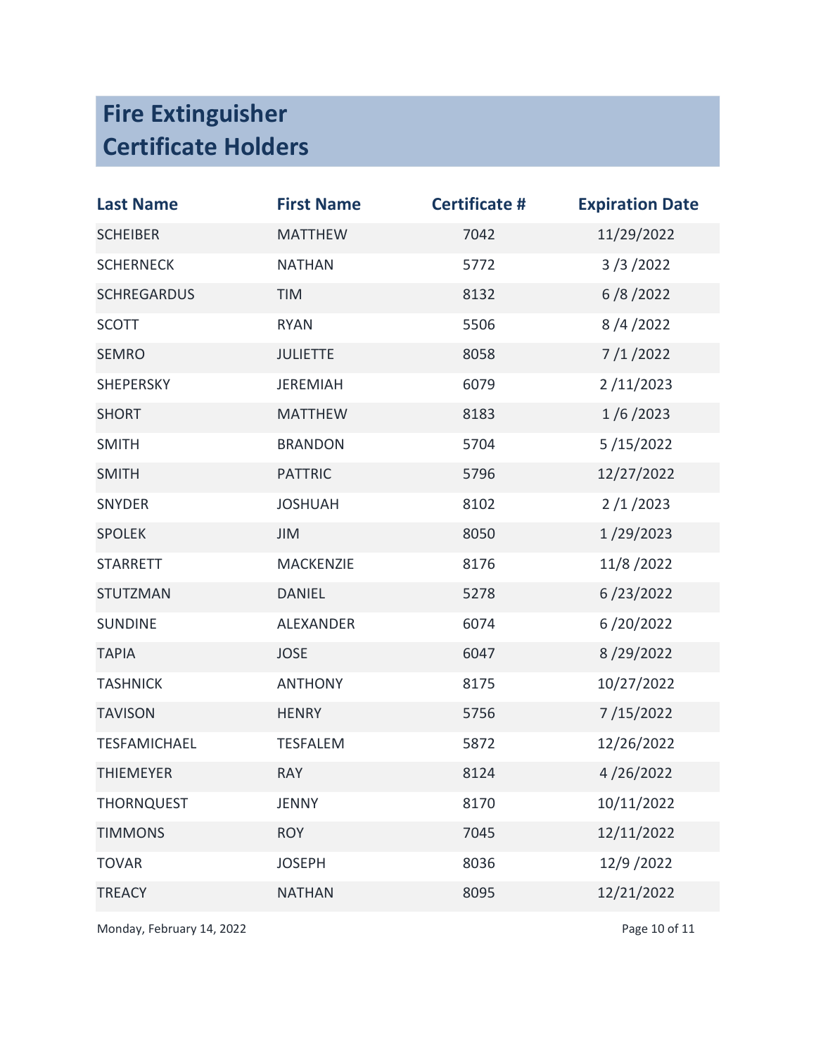# Fire Extinguisher Certificate Holders

| Last Name | First Name | Certificate # | Expiration Date |
|---|---|---|---|
| SCHEIBER | MATTHEW | 7042 | 11/29/2022 |
| SCHERNECK | NATHAN | 5772 | 3 /3 /2022 |
| SCHREGARDUS | TIM | 8132 | 6 /8 /2022 |
| SCOTT | RYAN | 5506 | 8 /4 /2022 |
| SEMRO | JULIETTE | 8058 | 7 /1 /2022 |
| SHEPERSKY | JEREMIAH | 6079 | 2 /11/2023 |
| SHORT | MATTHEW | 8183 | 1 /6 /2023 |
| SMITH | BRANDON | 5704 | 5 /15/2022 |
| SMITH | PATTRIC | 5796 | 12/27/2022 |
| SNYDER | JOSHUAH | 8102 | 2 /1 /2023 |
| SPOLEK | JIM | 8050 | 1 /29/2023 |
| STARRETT | MACKENZIE | 8176 | 11/8 /2022 |
| STUTZMAN | DANIEL | 5278 | 6 /23/2022 |
| SUNDINE | ALEXANDER | 6074 | 6 /20/2022 |
| TAPIA | JOSE | 6047 | 8 /29/2022 |
| TASHNICK | ANTHONY | 8175 | 10/27/2022 |
| TAVISON | HENRY | 5756 | 7 /15/2022 |
| TESFAMICHAEL | TESFALEM | 5872 | 12/26/2022 |
| THIEMEYER | RAY | 8124 | 4 /26/2022 |
| THORNQUEST | JENNY | 8170 | 10/11/2022 |
| TIMMONS | ROY | 7045 | 12/11/2022 |
| TOVAR | JOSEPH | 8036 | 12/9 /2022 |
| TREACY | NATHAN | 8095 | 12/21/2022 |

Monday, February 14, 2022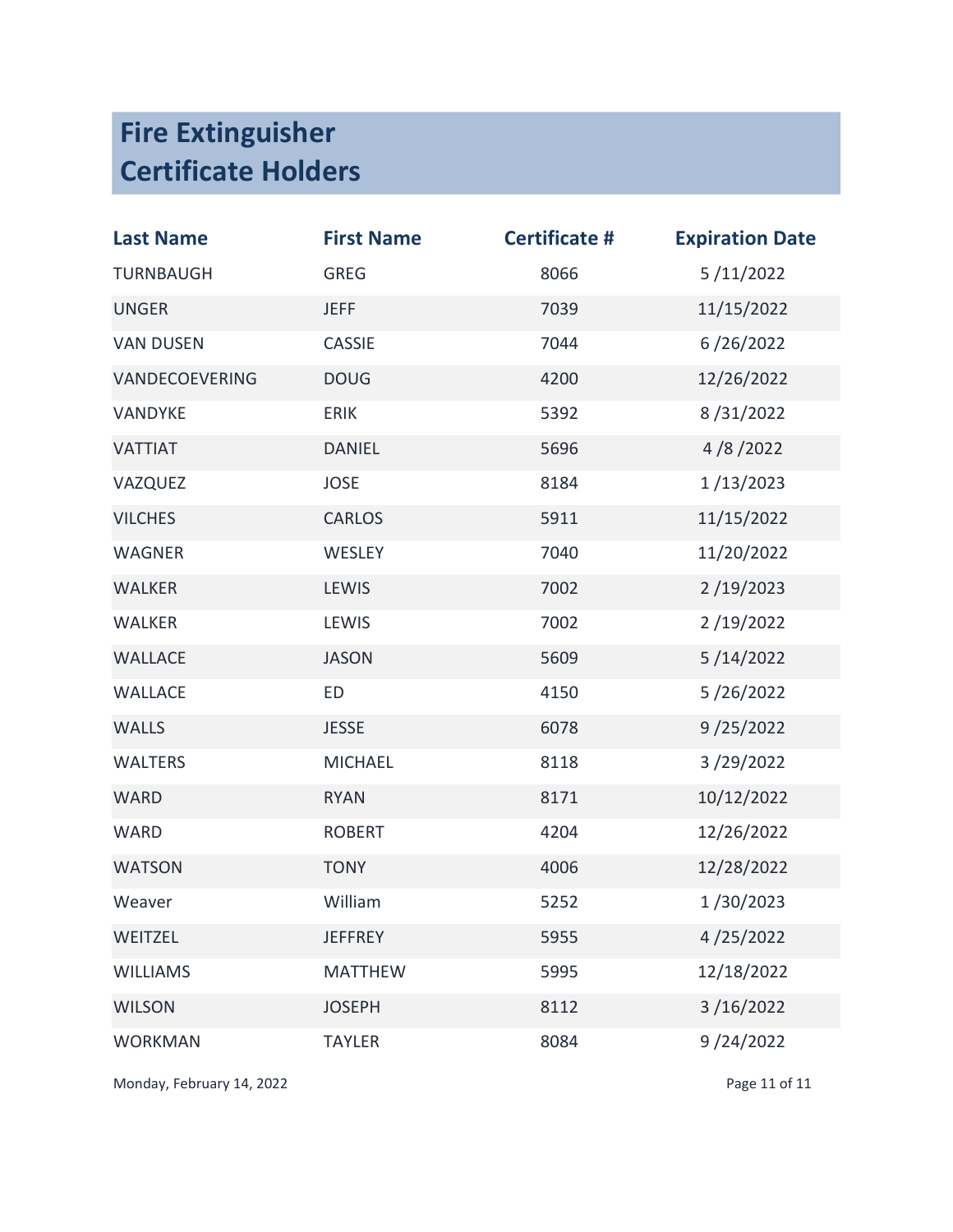# Fire Extinguisher Certificate Holders

| Last Name | First Name | Certificate # | Expiration Date |
|---|---|---|---|
| TURNBAUGH | GREG | 8066 | 5 /11/2022 |
| UNGER | JEFF | 7039 | 11/15/2022 |
| VAN DUSEN | CASSIE | 7044 | 6 /26/2022 |
| VANDECOEVERING | DOUG | 4200 | 12/26/2022 |
| VANDYKE | ERIK | 5392 | 8 /31/2022 |
| VATTIAT | DANIEL | 5696 | 4 /8 /2022 |
| VAZQUEZ | JOSE | 8184 | 1 /13/2023 |
| VILCHES | CARLOS | 5911 | 11/15/2022 |
| WAGNER | WESLEY | 7040 | 11/20/2022 |
| WALKER | LEWIS | 7002 | 2 /19/2023 |
| WALKER | LEWIS | 7002 | 2 /19/2022 |
| WALLACE | JASON | 5609 | 5 /14/2022 |
| WALLACE | ED | 4150 | 5 /26/2022 |
| WALLS | JESSE | 6078 | 9 /25/2022 |
| WALTERS | MICHAEL | 8118 | 3 /29/2022 |
| WARD | RYAN | 8171 | 10/12/2022 |
| WARD | ROBERT | 4204 | 12/26/2022 |
| WATSON | TONY | 4006 | 12/28/2022 |
| Weaver | William | 5252 | 1 /30/2023 |
| WEITZEL | JEFFREY | 5955 | 4 /25/2022 |
| WILLIAMS | MATTHEW | 5995 | 12/18/2022 |
| WILSON | JOSEPH | 8112 | 3 /16/2022 |
| WORKMAN | TAYLER | 8084 | 9 /24/2022 |

Monday, February 14, 2022